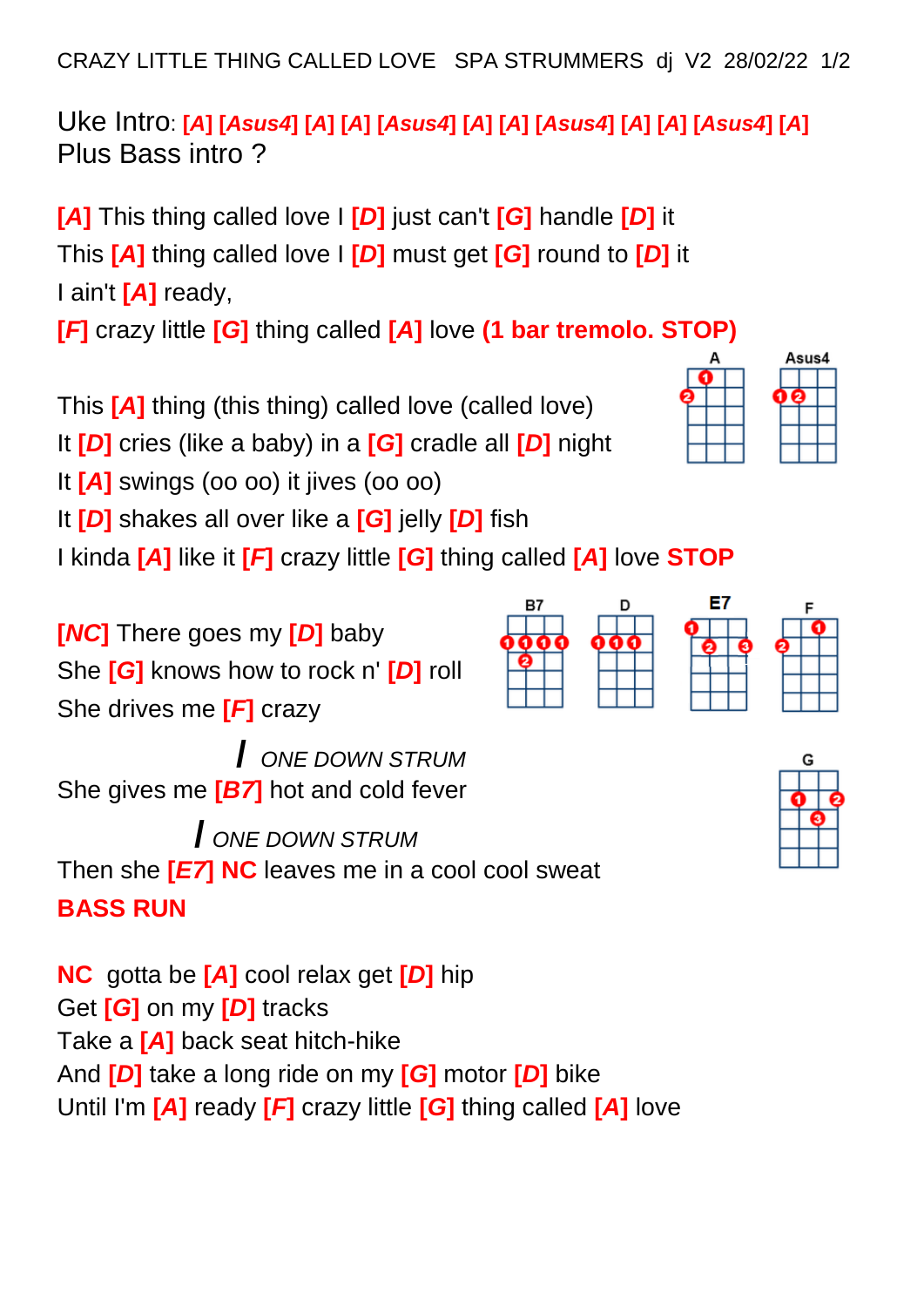CRAZY LITTLE THING CALLED LOVE SPA STRUMMERS dj V2 28/02/22

Uke Intro: **[A] [Asus4] [A] [A] [Asus4] [A] [A] [Asus4] [A] [A] [Asus4] [A]**
Plus Bass intro ?

**[A]** This thing called love I **[D]** just can't **[G]** handle **[D]** it
This **[A]** thing called love I **[D]** must get **[G]** round to **[D]** it
I ain't **[A]** ready,
**[F]** crazy little **[G]** thing called **[A]** love **(1 bar tremolo. STOP)**

This **[A]** thing (this thing) called love (called love)
It **[D]** cries (like a baby) in a **[G]** cradle all **[D]** night
It **[A]** swings (oo oo) it jives (oo oo)
It **[D]** shakes all over like a **[G]** jelly **[D]** fish
I kinda **[A]** like it **[F]** crazy little **[G]** thing called **[A]** love **STOP**

**[NC]** There goes my **[D]** baby
She **[G]** knows how to rock n' **[D]** roll
She drives me **[F]** crazy

/ *ONE DOWN STRUM*
She gives me **[B7]** hot and cold fever

/ *ONE DOWN STRUM*
Then she **[E7] NC** leaves me in a cool cool sweat
**BASS RUN**

**NC** gotta be **[A]** cool relax get **[D]** hip
Get **[G]** on my **[D]** tracks
Take a **[A]** back seat hitch-hike
And **[D]** take a long ride on my **[G]** motor **[D]** bike
Until I'm **[A]** ready **[F]** crazy little **[G]** thing called **[A]** love

A Asus4 B7 D E7 F G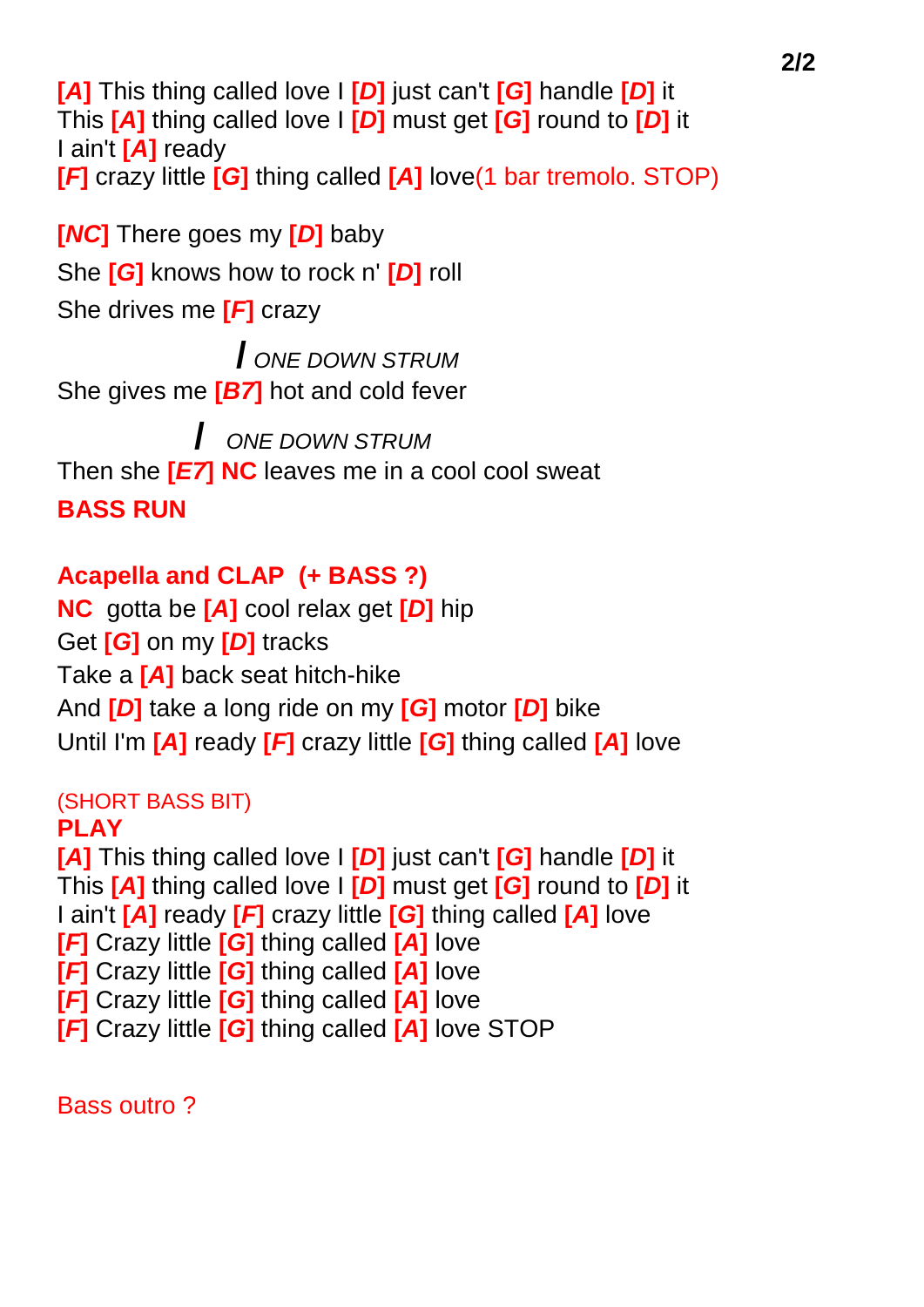[A] This thing called love I [D] just can't [G] handle [D] it
This [A] thing called love I [D] must get [G] round to [D] it
I ain't [A] ready
[F] crazy little [G] thing called [A] love(1 bar tremolo. STOP)

[NC] There goes my [D] baby

She [G] knows how to rock n' [D] roll

She drives me [F] crazy

/ *ONE DOWN STRUM*
She gives me [B7] hot and cold fever

/ *ONE DOWN STRUM*
Then she [E7] NC leaves me in a cool cool sweat

**BASS RUN**

**Acapella and CLAP (+ BASS ?)**
**NC** gotta be [A] cool relax get [D] hip
Get [G] on my [D] tracks
Take a [A] back seat hitch-hike
And [D] take a long ride on my [G] motor [D] bike
Until I'm [A] ready [F] crazy little [G] thing called [A] love

(SHORT BASS BIT)
**PLAY**
[A] This thing called love I [D] just can't [G] handle [D] it
This [A] thing called love I [D] must get [G] round to [D] it
I ain't [A] ready [F] crazy little [G] thing called [A] love
[F] Crazy little [G] thing called [A] love
[F] Crazy little [G] thing called [A] love
[F] Crazy little [G] thing called [A] love
[F] Crazy little [G] thing called [A] love STOP

Bass outro ?